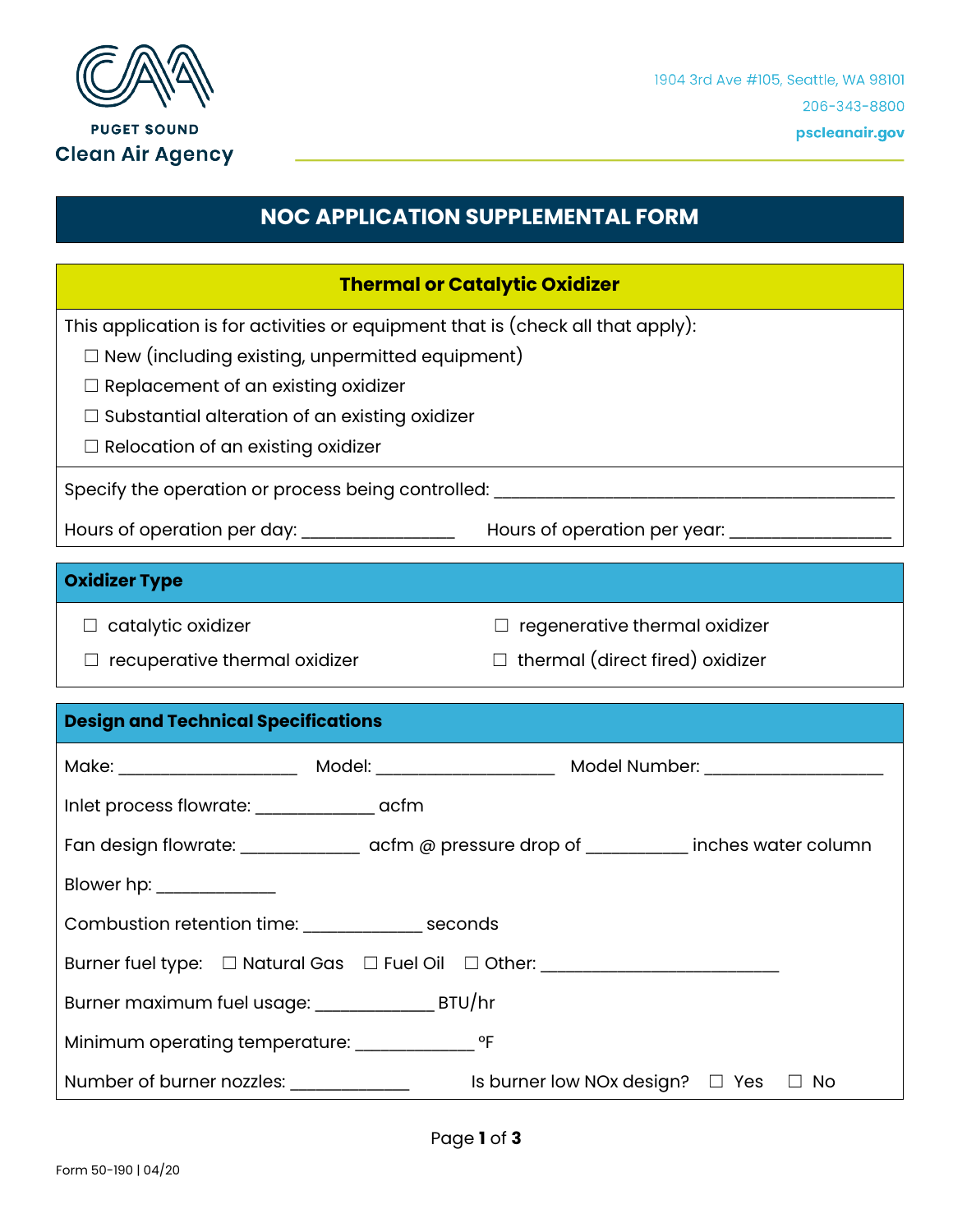PUGET SOUND
Clean Air Agency

1904 3rd Ave #105, Seattle, WA 98101
206-343-8800
pscleanair.gov

# NOC APPLICATION SUPPLEMENTAL FORM

## Thermal or Catalytic Oxidizer

This application is for activities or equipment that is (check all that apply):

- ☐ New (including existing, unpermitted equipment)
- ☐ Replacement of an existing oxidizer
- ☐ Substantial alteration of an existing oxidizer
- ☐ Relocation of an existing oxidizer

Specify the operation or process being controlled: ____________________________________________

Hours of operation per day: ________________ Hours of operation per year: _________________

### Oxidizer Type

☐ catalytic oxidizer ☐ regenerative thermal oxidizer

☐ recuperative thermal oxidizer ☐ thermal (direct fired) oxidizer

### Design and Technical Specifications

Make: ___________________ Model: ___________________ Model Number: ___________________

Inlet process flowrate: _____________ acfm

Fan design flowrate: _____________ acfm @ pressure drop of ___________ inches water column

Blower hp: _____________

Combustion retention time: _____________ seconds

Burner fuel type: ☐ Natural Gas ☐ Fuel Oil ☐ Other: __________________________

Burner maximum fuel usage: _____________ BTU/hr

Minimum operating temperature: _____________ °F

Number of burner nozzles: _____________ Is burner low NOx design? ☐ Yes ☐ No

Form 50-190 | 04/20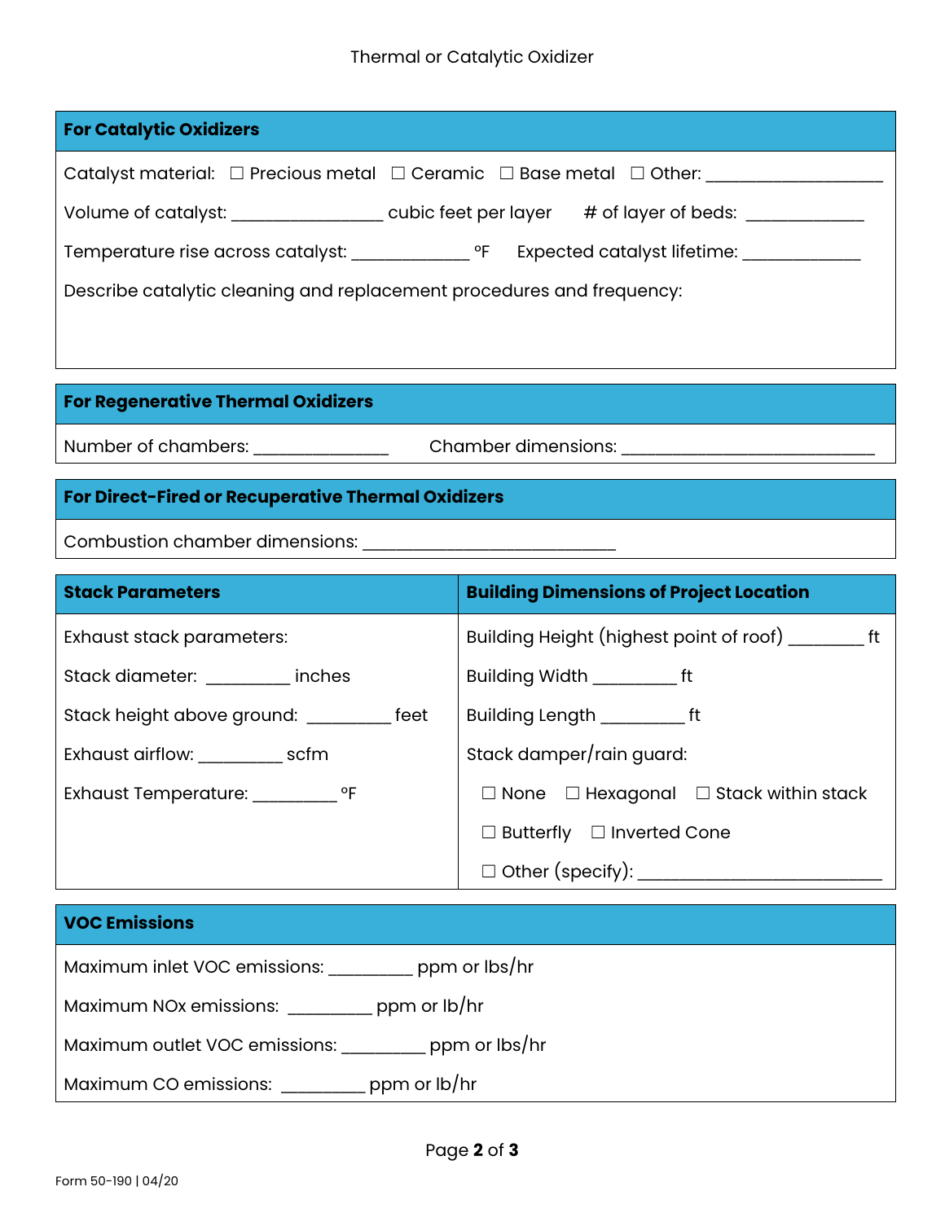Thermal or Catalytic Oxidizer

## For Catalytic Oxidizers

Catalyst material: ☐ Precious metal ☐ Ceramic ☐ Base metal ☐ Other: ___________________

Volume of catalyst: ________________ cubic feet per layer # of layer of beds: ____________

Temperature rise across catalyst: ____________ °F Expected catalyst lifetime: ____________

Describe catalytic cleaning and replacement procedures and frequency:

## For Regenerative Thermal Oxidizers

Number of chambers: ______________ Chamber dimensions: ___________________________

## For Direct-Fired or Recuperative Thermal Oxidizers

Combustion chamber dimensions: ___________________________

| Stack Parameters | Building Dimensions of Project Location |
|---|---|
| Exhaust stack parameters: | Building Height (highest point of roof) ________ ft |
| Stack diameter: _________ inches | Building Width _________ ft |
| Stack height above ground: _________ feet | Building Length _________ ft |
| Exhaust airflow: _________ scfm | Stack damper/rain guard: |
| Exhaust Temperature: _________ °F | ☐ None ☐ Hexagonal ☐ Stack within stack |
| | ☐ Butterfly ☐ Inverted Cone |
| | ☐ Other (specify): _________________________ |

## VOC Emissions

Maximum inlet VOC emissions: _________ ppm or lbs/hr

Maximum NOx emissions: _________ ppm or lb/hr

Maximum outlet VOC emissions: _________ ppm or lbs/hr

Maximum CO emissions: _________ ppm or lb/hr

Form 50-190 | 04/20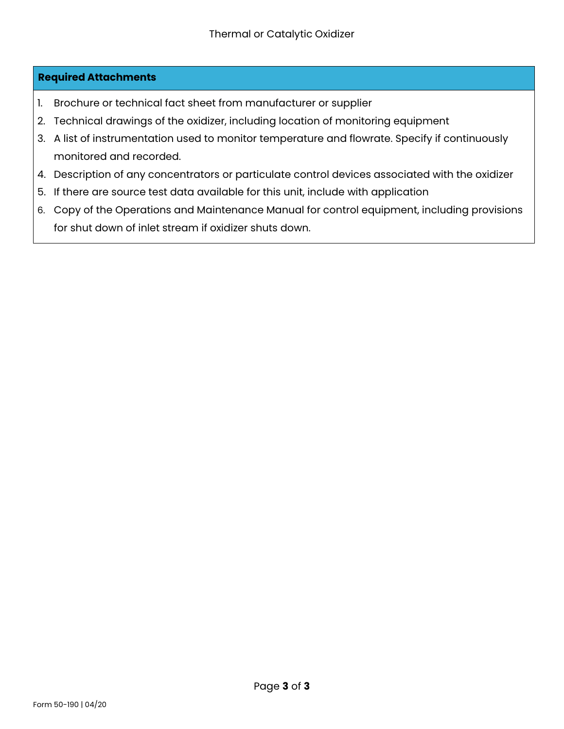## Required Attachments

1. Brochure or technical fact sheet from manufacturer or supplier
2. Technical drawings of the oxidizer, including location of monitoring equipment
3. A list of instrumentation used to monitor temperature and flowrate. Specify if continuously monitored and recorded.
4. Description of any concentrators or particulate control devices associated with the oxidizer
5. If there are source test data available for this unit, include with application
6. Copy of the Operations and Maintenance Manual for control equipment, including provisions for shut down of inlet stream if oxidizer shuts down.